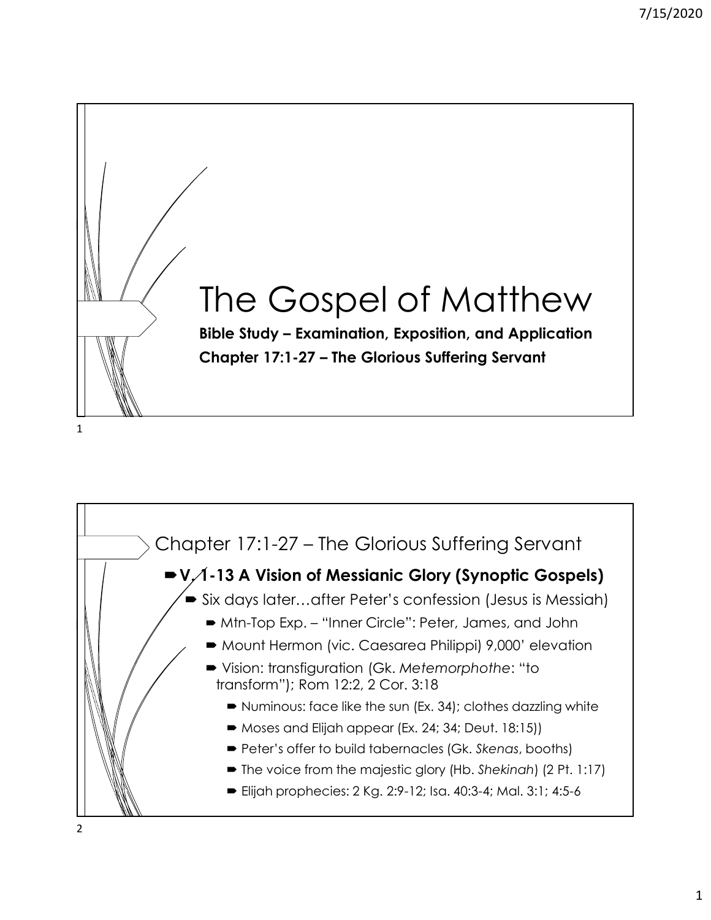# The Gospel of Matthew

**Bible Study – Examination, Exposition, and Application**

**Chapter 17:1-27 – The Glorious Suffering Servant**

## Chapter 17:1-27 – The Glorious Suffering Servant

- **V. 1-13 A Vision of Messianic Glory (Synoptic Gospels)**
  - Six days later…after Peter's confession (Jesus is Messiah)
    - Mtn-Top Exp. – "Inner Circle": Peter, James, and John
    - Mount Hermon (vic. Caesarea Philippi) 9,000' elevation
    - Vision: transfiguration (Gk. *Metemorphothe*: "to transform"); Rom 12:2, 2 Cor. 3:18
      - Numinous: face like the sun (Ex. 34); clothes dazzling white
      - Moses and Elijah appear (Ex. 24; 34; Deut. 18:15))
      - Peter's offer to build tabernacles (Gk. *Skenas*, booths)
      - The voice from the majestic glory (Hb. *Shekinah*) (2 Pt. 1:17)
      - Elijah prophecies: 2 Kg. 2:9-12; Isa. 40:3-4; Mal. 3:1; 4:5-6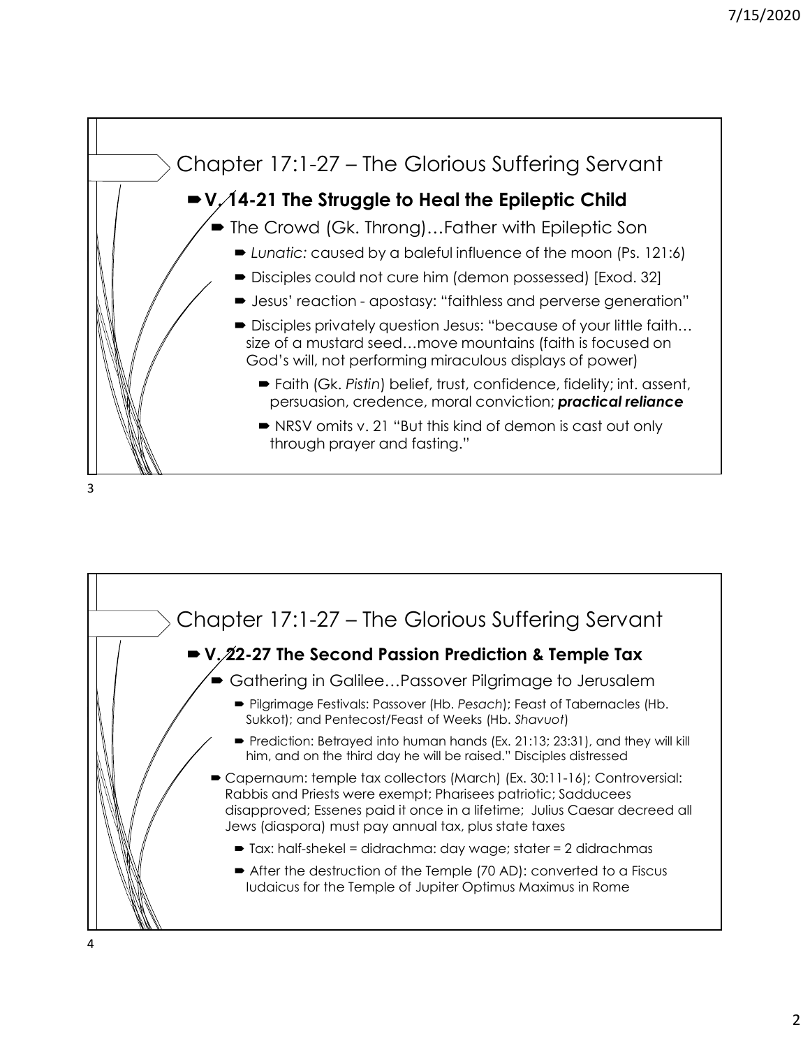## Chapter 17:1-27 – The Glorious Suffering Servant

- **V. 14-21 The Struggle to Heal the Epileptic Child**
  - The Crowd (Gk. Throng)…Father with Epileptic Son
    - *Lunatic:* caused by a baleful influence of the moon (Ps. 121:6)
    - Disciples could not cure him (demon possessed) [Exod. 32]
    - Jesus' reaction - apostasy: "faithless and perverse generation"
    - Disciples privately question Jesus: "because of your little faith… size of a mustard seed…move mountains (faith is focused on God's will, not performing miraculous displays of power)
      - Faith (Gk. *Pistin*) belief, trust, confidence, fidelity; int. assent, persuasion, credence, moral conviction; ***practical reliance***
      - NRSV omits v. 21 "But this kind of demon is cast out only through prayer and fasting."

## Chapter 17:1-27 – The Glorious Suffering Servant

- **V. 22-27 The Second Passion Prediction & Temple Tax**
  - Gathering in Galilee…Passover Pilgrimage to Jerusalem
    - Pilgrimage Festivals: Passover (Hb. *Pesach*); Feast of Tabernacles (Hb. Sukkot); and Pentecost/Feast of Weeks (Hb. *Shavuot*)
    - Prediction: Betrayed into human hands (Ex. 21:13; 23:31), and they will kill him, and on the third day he will be raised." Disciples distressed
  - Capernaum: temple tax collectors (March) (Ex. 30:11-16); Controversial: Rabbis and Priests were exempt; Pharisees patriotic; Sadducees disapproved; Essenes paid it once in a lifetime; Julius Caesar decreed all Jews (diaspora) must pay annual tax, plus state taxes
    - Tax: half-shekel = didrachma: day wage; stater = 2 didrachmas
    - After the destruction of the Temple (70 AD): converted to a Fiscus Iudaicus for the Temple of Jupiter Optimus Maximus in Rome